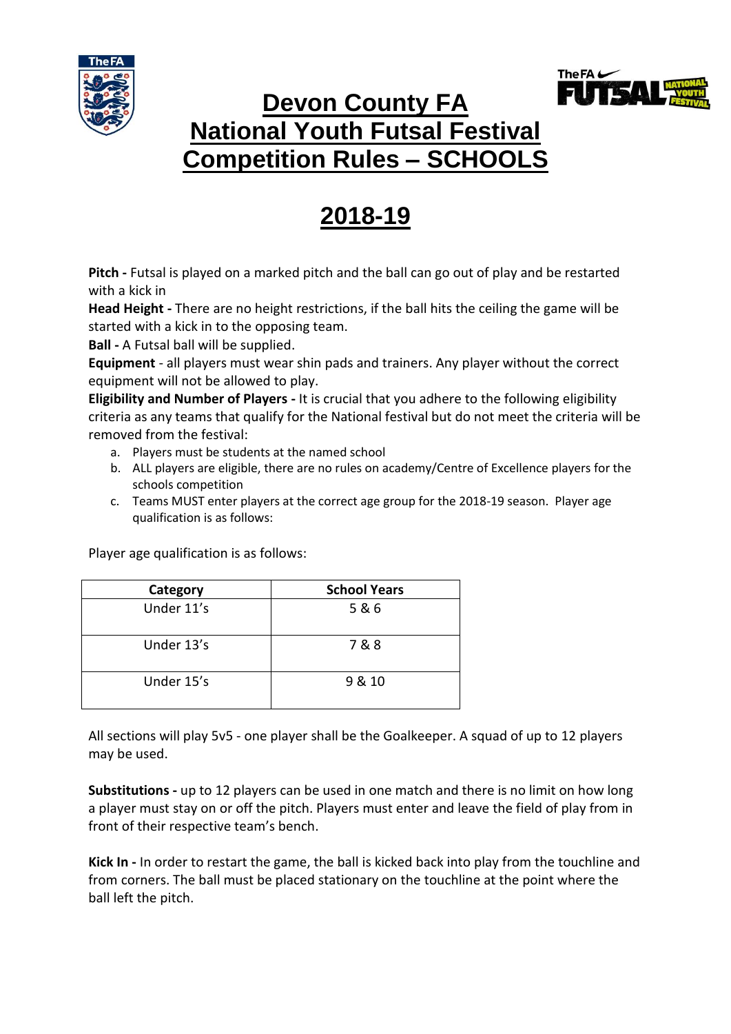# Devon County FA
# National Youth Futsal Festival
# Competition Rules – SCHOOLS

## 2018-19

**Pitch -** Futsal is played on a marked pitch and the ball can go out of play and be restarted with a kick in

**Head Height -** There are no height restrictions, if the ball hits the ceiling the game will be started with a kick in to the opposing team.

**Ball -** A Futsal ball will be supplied.

**Equipment** - all players must wear shin pads and trainers. Any player without the correct equipment will not be allowed to play.

**Eligibility and Number of Players -** It is crucial that you adhere to the following eligibility criteria as any teams that qualify for the National festival but do not meet the criteria will be removed from the festival:

a. Players must be students at the named school
b. ALL players are eligible, there are no rules on academy/Centre of Excellence players for the schools competition
c. Teams MUST enter players at the correct age group for the 2018-19 season. Player age qualification is as follows:

Player age qualification is as follows:

| Category | School Years |
|---|---|
| Under 11's | 5 & 6 |
| Under 13's | 7 & 8 |
| Under 15's | 9 & 10 |

All sections will play 5v5 - one player shall be the Goalkeeper. A squad of up to 12 players may be used.

**Substitutions -** up to 12 players can be used in one match and there is no limit on how long a player must stay on or off the pitch. Players must enter and leave the field of play from in front of their respective team's bench.

**Kick In -** In order to restart the game, the ball is kicked back into play from the touchline and from corners. The ball must be placed stationary on the touchline at the point where the ball left the pitch.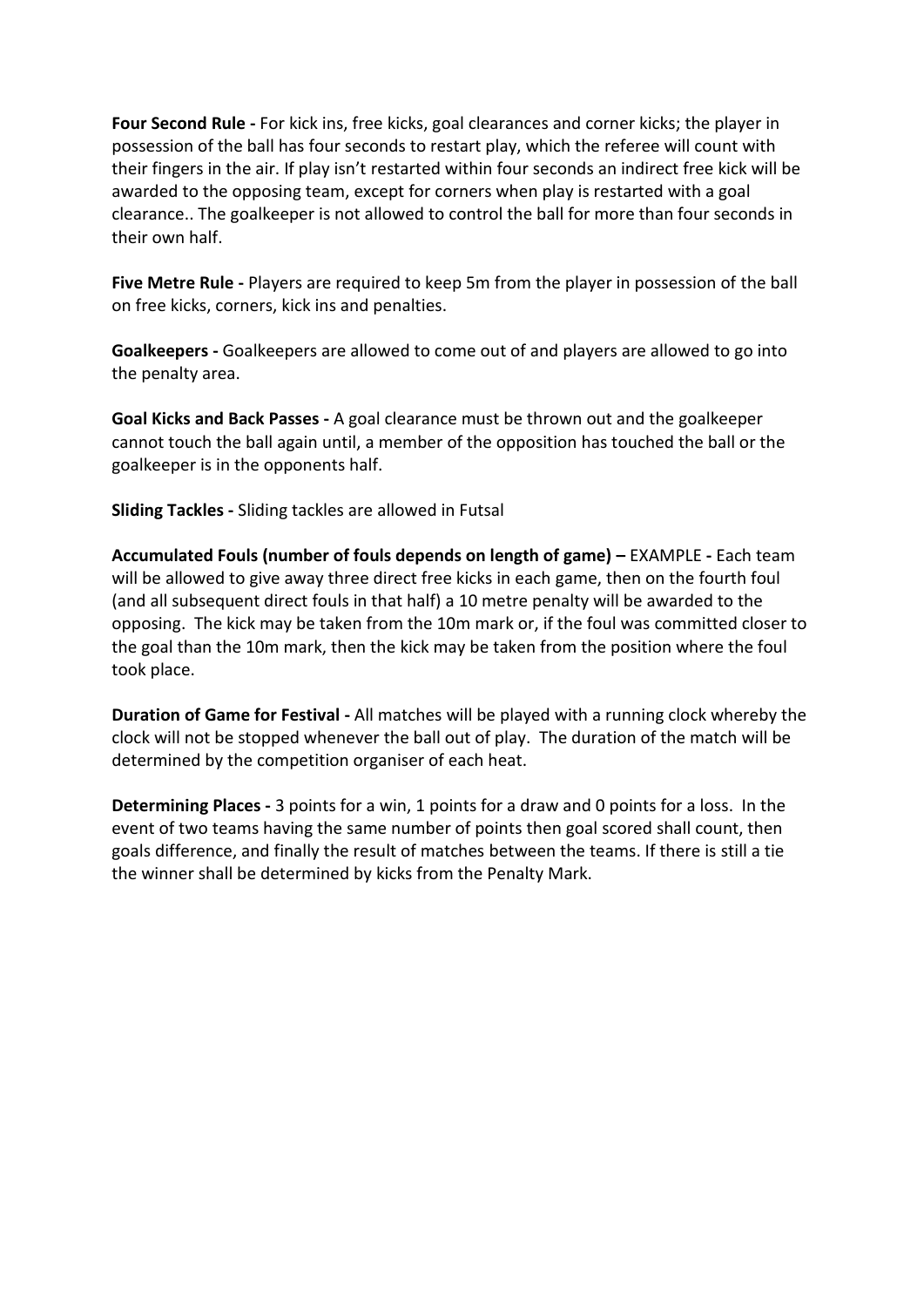**Four Second Rule -** For kick ins, free kicks, goal clearances and corner kicks; the player in possession of the ball has four seconds to restart play, which the referee will count with their fingers in the air. If play isn't restarted within four seconds an indirect free kick will be awarded to the opposing team, except for corners when play is restarted with a goal clearance.. The goalkeeper is not allowed to control the ball for more than four seconds in their own half.

**Five Metre Rule -** Players are required to keep 5m from the player in possession of the ball on free kicks, corners, kick ins and penalties.

**Goalkeepers -** Goalkeepers are allowed to come out of and players are allowed to go into the penalty area.

**Goal Kicks and Back Passes -** A goal clearance must be thrown out and the goalkeeper cannot touch the ball again until, a member of the opposition has touched the ball or the goalkeeper is in the opponents half.

**Sliding Tackles -** Sliding tackles are allowed in Futsal

**Accumulated Fouls (number of fouls depends on length of game) –** EXAMPLE **-** Each team will be allowed to give away three direct free kicks in each game, then on the fourth foul (and all subsequent direct fouls in that half) a 10 metre penalty will be awarded to the opposing. The kick may be taken from the 10m mark or, if the foul was committed closer to the goal than the 10m mark, then the kick may be taken from the position where the foul took place.

**Duration of Game for Festival -** All matches will be played with a running clock whereby the clock will not be stopped whenever the ball out of play. The duration of the match will be determined by the competition organiser of each heat.

**Determining Places -** 3 points for a win, 1 points for a draw and 0 points for a loss. In the event of two teams having the same number of points then goal scored shall count, then goals difference, and finally the result of matches between the teams. If there is still a tie the winner shall be determined by kicks from the Penalty Mark.